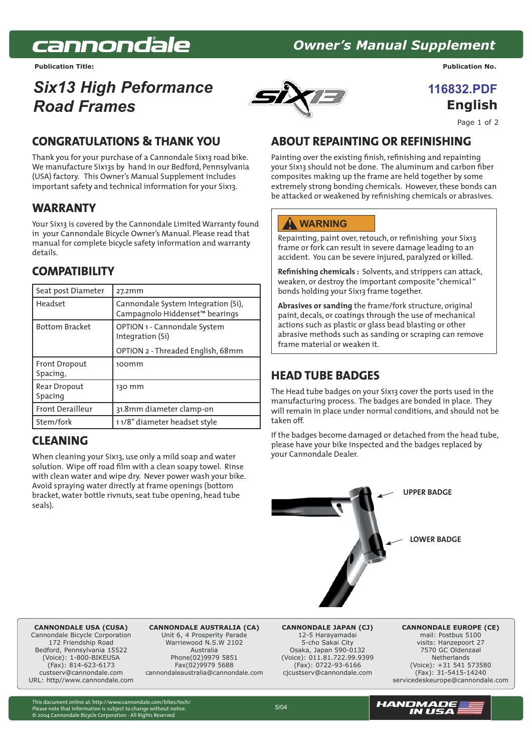# Six13 High Peformance Road Frames

**Cannondale Owner's Manual Supplement**

**Publication Title:** Six13 High Peformance Road Frames

**Publication No.** 116832.PDF

English

## CONGRATULATIONS & THANK YOU

Thank you for your purchase of a Cannondale Six13 road bike. We manufacture Six13s by hand in our Bedford, Pennsylvania (USA) factory. This Owner's Manual Supplement includes important safety and technical information for your Six13.

## WARRANTY

Your Six13 is covered by the Cannondale Limited Warranty found in your Cannondale Bicycle Owner's Manual. Please read that manual for complete bicycle safety information and warranty details.

## COMPATIBILITY

| | |
|---|---|
| Seat post Diameter | 27.2mm |
| Headset | Cannondale System Integration (Si), Campagnolo Hiddenset™ bearings |
| Bottom Bracket | OPTION 1 - Cannondale System Integration (Si)<br>OPTION 2 - Threaded English, 68mm |
| Front Dropout Spacing, | 100mm |
| Rear Dropout Spacing | 130 mm |
| Front Derailleur | 31.8mm diameter clamp-on |
| Stem/fork | 1 1/8" diameter headset style |

## CLEANING

When cleaning your Six13, use only a mild soap and water solution. Wipe off road film with a clean soapy towel. Rinse with clean water and wipe dry. Never power wash your bike. Avoid spraying water directly at frame openings (bottom bracket, water bottle rivnuts, seat tube opening, head tube seals).

## ABOUT REPAINTING OR REFINISHING

Painting over the existing finish, refinishing and repainting your Six13 should not be done. The aluminum and carbon fiber composites making up the frame are held together by some extremely strong bonding chemicals. However, these bonds can be attacked or weakened by refinishing chemicals or abrasives.

> **⚠ WARNING**
>
> Repainting, paint over, retouch, or refinishing your Six13 frame or fork can result in severe damage leading to an accident. You can be severe injured, paralyzed or killed.
>
> **Refinishing chemicals :** Solvents, and strippers can attack, weaken, or destroy the important composite "chemical" bonds holding your Six13 frame together.
>
> **Abrasives or sanding** the frame/fork structure, original paint, decals, or coatings through the use of mechanical actions such as plastic or glass bead blasting or other abrasive methods such as sanding or scraping can remove frame material or weaken it.

## HEAD TUBE BADGES

The Head tube badges on your Six13 cover the ports used in the manufacturing process. The badges are bonded in place. They will remain in place under normal conditions, and should not be taken off.

If the badges become damaged or detached from the head tube, please have your bike inspected and the badges replaced by your Cannondale Dealer.

UPPER BADGE

LOWER BADGE

---

**CANNONDALE USA (CUSA)**
Cannondale Bicycle Corporation
172 Friendship Road
Bedford, Pennsylvania 15522
(Voice): 1-800-BIKEUSA
(Fax): 814-623-6173
custserv@cannondale.com
URL: http//www.cannondale.com

**CANNONDALE AUSTRALIA (CA)**
Unit 6, 4 Prosperity Parade
Warriewood N.S.W 2102
Australia
Phone(02)9979 5851
Fax(02)9979 5688
cannondaleaustralia@cannondale.com

**CANNONDALE JAPAN (CJ)**
12-5 Harayamadai
5-cho Sakai City
Osaka, Japan 590-0132
(Voice): 011.81.722.99.9399
(Fax): 0722-93-6166
cjcustserv@cannondale.com

**CANNONDALE EUROPE (CE)**
mail: Postbus 5100
visits: Hanzepoort 27
7570 GC Oldenzaal
Netherlands
(Voice): +31 541 573580
(Fax): 31-5415-14240
servicedeskeurope@cannondale.com

This document online at: http://www.cannondale.com/bikes/tech/
Please note that information is subject to change without notice.
© 2004 Cannondale Bicycle Corporation - All Rights Reserved

5/04

HANDMADE IN USA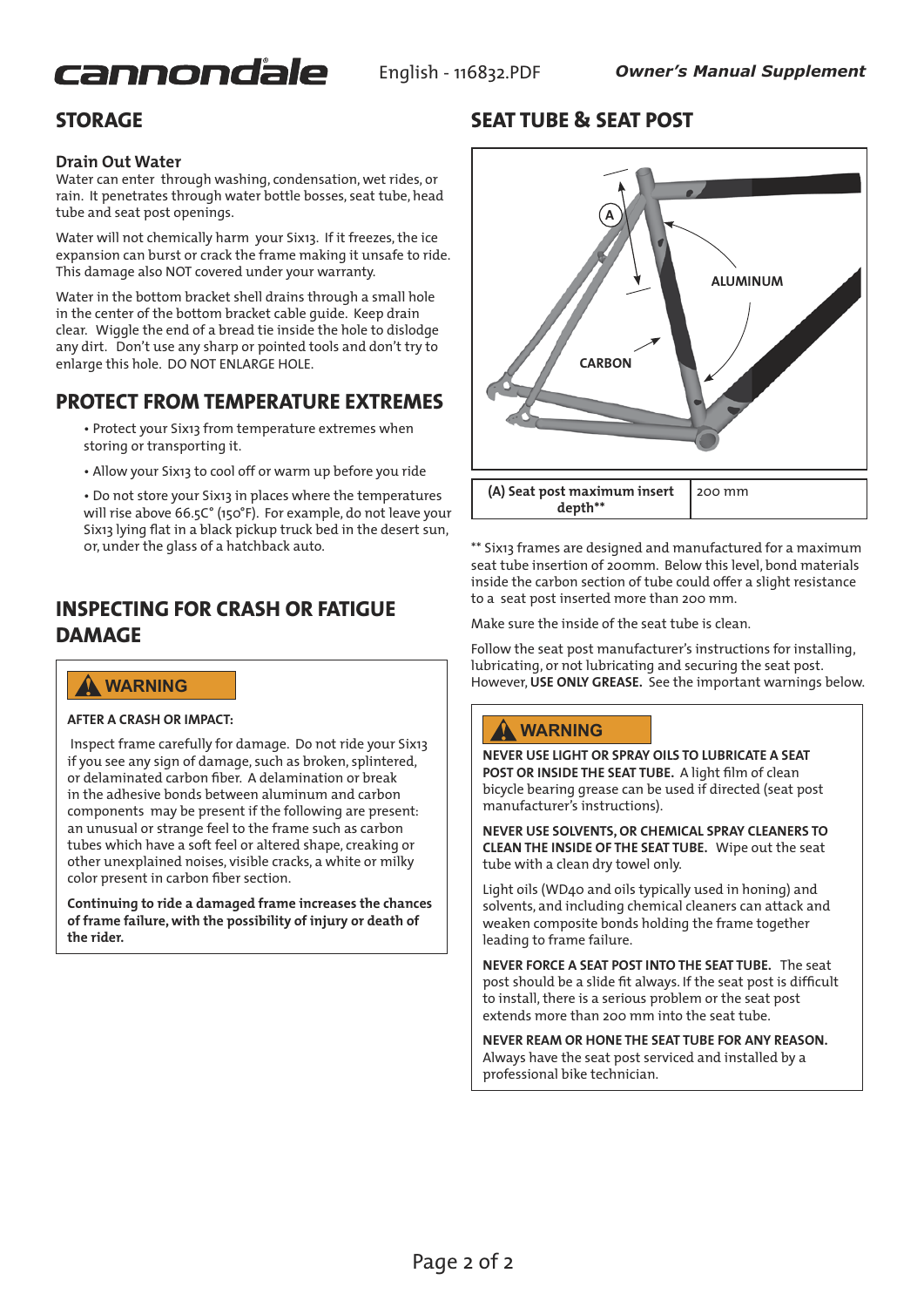## STORAGE

### Drain Out Water

Water can enter through washing, condensation, wet rides, or rain. It penetrates through water bottle bosses, seat tube, head tube and seat post openings.

Water will not chemically harm your Six13. If it freezes, the ice expansion can burst or crack the frame making it unsafe to ride. This damage also NOT covered under your warranty.

Water in the bottom bracket shell drains through a small hole in the center of the bottom bracket cable guide. Keep drain clear. Wiggle the end of a bread tie inside the hole to dislodge any dirt. Don't use any sharp or pointed tools and don't try to enlarge this hole. DO NOT ENLARGE HOLE.

## PROTECT FROM TEMPERATURE EXTREMES

- Protect your Six13 from temperature extremes when storing or transporting it.
- Allow your Six13 to cool off or warm up before you ride
- Do not store your Six13 in places where the temperatures will rise above 66.5C° (150°F). For example, do not leave your Six13 lying flat in a black pickup truck bed in the desert sun, or, under the glass of a hatchback auto.

## INSPECTING FOR CRASH OR FATIGUE DAMAGE

**⚠ WARNING**

**AFTER A CRASH OR IMPACT:**

Inspect frame carefully for damage. Do not ride your Six13 if you see any sign of damage, such as broken, splintered, or delaminated carbon fiber. A delamination or break in the adhesive bonds between aluminum and carbon components may be present if the following are present: an unusual or strange feel to the frame such as carbon tubes which have a soft feel or altered shape, creaking or other unexplained noises, visible cracks, a white or milky color present in carbon fiber section.

**Continuing to ride a damaged frame increases the chances of frame failure, with the possibility of injury or death of the rider.**

## SEAT TUBE & SEAT POST

A

ALUMINUM

CARBON

| | |
|---|---|
| **(A) Seat post maximum insert depth\*\*** | 200 mm |

\*\* Six13 frames are designed and manufactured for a maximum seat tube insertion of 200mm. Below this level, bond materials inside the carbon section of tube could offer a slight resistance to a seat post inserted more than 200 mm.

Make sure the inside of the seat tube is clean.

Follow the seat post manufacturer's instructions for installing, lubricating, or not lubricating and securing the seat post. However, **USE ONLY GREASE.** See the important warnings below.

**⚠ WARNING**

**NEVER USE LIGHT OR SPRAY OILS TO LUBRICATE A SEAT POST OR INSIDE THE SEAT TUBE.** A light film of clean bicycle bearing grease can be used if directed (seat post manufacturer's instructions).

**NEVER USE SOLVENTS, OR CHEMICAL SPRAY CLEANERS TO CLEAN THE INSIDE OF THE SEAT TUBE.** Wipe out the seat tube with a clean dry towel only.

Light oils (WD40 and oils typically used in honing) and solvents, and including chemical cleaners can attack and weaken composite bonds holding the frame together leading to frame failure.

**NEVER FORCE A SEAT POST INTO THE SEAT TUBE.** The seat post should be a slide fit always. If the seat post is difficult to install, there is a serious problem or the seat post extends more than 200 mm into the seat tube.

**NEVER REAM OR HONE THE SEAT TUBE FOR ANY REASON.** Always have the seat post serviced and installed by a professional bike technician.